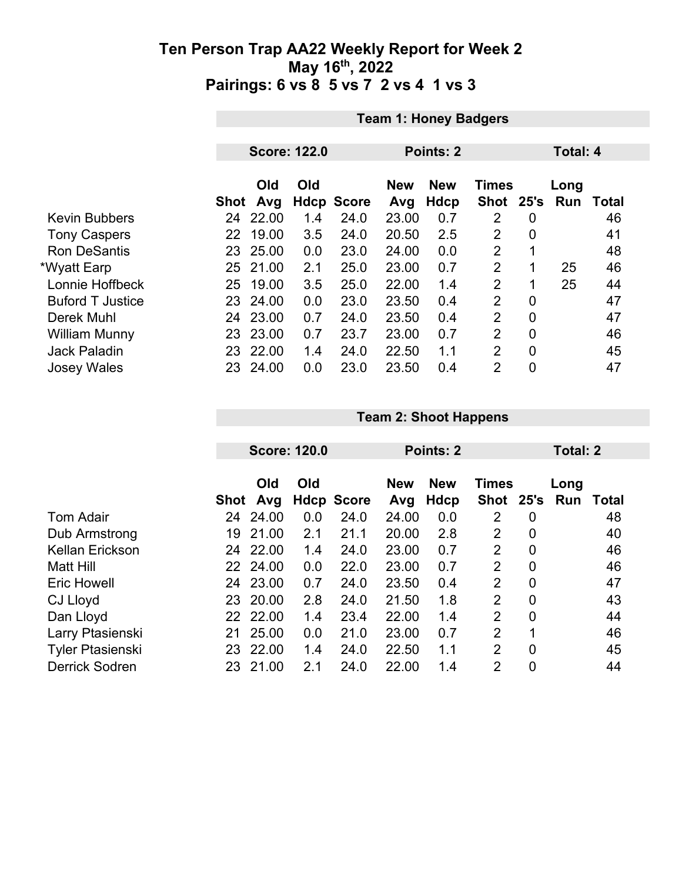# Ten Person Trap AA22 Weekly Report for Week 2
## May 16th, 2022
## Pairings: 6 vs 8 5 vs 7 2 vs 4 1 vs 3

**Team 1: Honey Badgers**

**Score: 122.0** | **Points: 2** | **Total: 4**

| | Shot | Old Avg | Old Hdcp | Score | New Avg | New Hdcp | Times Shot | 25's | Long Run | Total |
|---|---|---|---|---|---|---|---|---|---|---|
| Kevin Bubbers | 24 | 22.00 | 1.4 | 24.0 | 23.00 | 0.7 | 2 | 0 | | 46 |
| Tony Caspers | 22 | 19.00 | 3.5 | 24.0 | 20.50 | 2.5 | 2 | 0 | | 41 |
| Ron DeSantis | 23 | 25.00 | 0.0 | 23.0 | 24.00 | 0.0 | 2 | 1 | | 48 |
| *Wyatt Earp | 25 | 21.00 | 2.1 | 25.0 | 23.00 | 0.7 | 2 | 1 | 25 | 46 |
| Lonnie Hoffbeck | 25 | 19.00 | 3.5 | 25.0 | 22.00 | 1.4 | 2 | 1 | 25 | 44 |
| Buford T Justice | 23 | 24.00 | 0.0 | 23.0 | 23.50 | 0.4 | 2 | 0 | | 47 |
| Derek Muhl | 24 | 23.00 | 0.7 | 24.0 | 23.50 | 0.4 | 2 | 0 | | 47 |
| William Munny | 23 | 23.00 | 0.7 | 23.7 | 23.00 | 0.7 | 2 | 0 | | 46 |
| Jack Paladin | 23 | 22.00 | 1.4 | 24.0 | 22.50 | 1.1 | 2 | 0 | | 45 |
| Josey Wales | 23 | 24.00 | 0.0 | 23.0 | 23.50 | 0.4 | 2 | 0 | | 47 |

**Team 2: Shoot Happens**

**Score: 120.0** | **Points: 2** | **Total: 2**

| | Shot | Old Avg | Old Hdcp | Score | New Avg | New Hdcp | Times Shot | 25's | Long Run | Total |
|---|---|---|---|---|---|---|---|---|---|---|
| Tom Adair | 24 | 24.00 | 0.0 | 24.0 | 24.00 | 0.0 | 2 | 0 | | 48 |
| Dub Armstrong | 19 | 21.00 | 2.1 | 21.1 | 20.00 | 2.8 | 2 | 0 | | 40 |
| Kellan Erickson | 24 | 22.00 | 1.4 | 24.0 | 23.00 | 0.7 | 2 | 0 | | 46 |
| Matt Hill | 22 | 24.00 | 0.0 | 22.0 | 23.00 | 0.7 | 2 | 0 | | 46 |
| Eric Howell | 24 | 23.00 | 0.7 | 24.0 | 23.50 | 0.4 | 2 | 0 | | 47 |
| CJ Lloyd | 23 | 20.00 | 2.8 | 24.0 | 21.50 | 1.8 | 2 | 0 | | 43 |
| Dan Lloyd | 22 | 22.00 | 1.4 | 23.4 | 22.00 | 1.4 | 2 | 0 | | 44 |
| Larry Ptasienski | 21 | 25.00 | 0.0 | 21.0 | 23.00 | 0.7 | 2 | 1 | | 46 |
| Tyler Ptasienski | 23 | 22.00 | 1.4 | 24.0 | 22.50 | 1.1 | 2 | 0 | | 45 |
| Derrick Sodren | 23 | 21.00 | 2.1 | 24.0 | 22.00 | 1.4 | 2 | 0 | | 44 |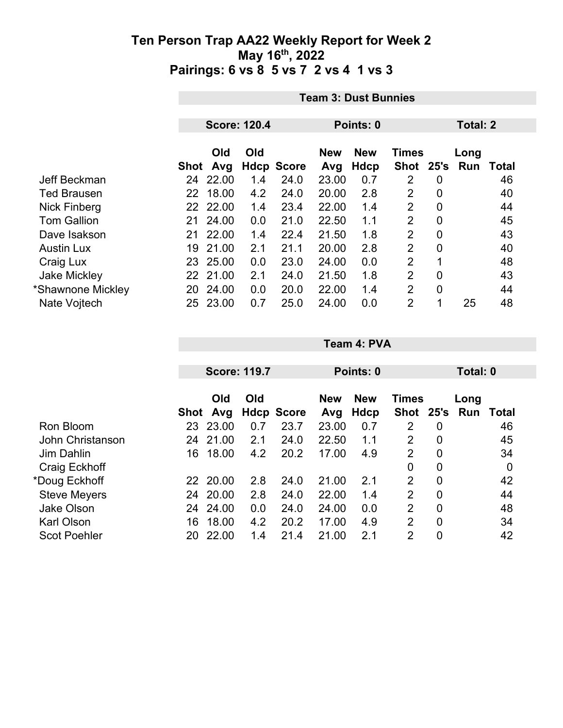# Ten Person Trap AA22 Weekly Report for Week 2
## May 16th, 2022
## Pairings: 6 vs 8 5 vs 7 2 vs 4 1 vs 3

### Team 3: Dust Bunnies

**Score: 120.4** | **Points: 0** | **Total: 2**

| | Shot | Old Avg | Old Hdcp | Score | New Avg | New Hdcp | Times Shot | 25's | Long Run | Total |
|---|---|---|---|---|---|---|---|---|---|---|
| Jeff Beckman | 24 | 22.00 | 1.4 | 24.0 | 23.00 | 0.7 | 2 | 0 | | 46 |
| Ted Brausen | 22 | 18.00 | 4.2 | 24.0 | 20.00 | 2.8 | 2 | 0 | | 40 |
| Nick Finberg | 22 | 22.00 | 1.4 | 23.4 | 22.00 | 1.4 | 2 | 0 | | 44 |
| Tom Gallion | 21 | 24.00 | 0.0 | 21.0 | 22.50 | 1.1 | 2 | 0 | | 45 |
| Dave Isakson | 21 | 22.00 | 1.4 | 22.4 | 21.50 | 1.8 | 2 | 0 | | 43 |
| Austin Lux | 19 | 21.00 | 2.1 | 21.1 | 20.00 | 2.8 | 2 | 0 | | 40 |
| Craig Lux | 23 | 25.00 | 0.0 | 23.0 | 24.00 | 0.0 | 2 | 1 | | 48 |
| Jake Mickley | 22 | 21.00 | 2.1 | 24.0 | 21.50 | 1.8 | 2 | 0 | | 43 |
| *Shawnone Mickley | 20 | 24.00 | 0.0 | 20.0 | 22.00 | 1.4 | 2 | 0 | | 44 |
| Nate Vojtech | 25 | 23.00 | 0.7 | 25.0 | 24.00 | 0.0 | 2 | 1 | 25 | 48 |

### Team 4: PVA

**Score: 119.7** | **Points: 0** | **Total: 0**

| | Shot | Old Avg | Old Hdcp | Score | New Avg | New Hdcp | Times Shot | 25's | Long Run | Total |
|---|---|---|---|---|---|---|---|---|---|---|
| Ron Bloom | 23 | 23.00 | 0.7 | 23.7 | 23.00 | 0.7 | 2 | 0 | | 46 |
| John Christanson | 24 | 21.00 | 2.1 | 24.0 | 22.50 | 1.1 | 2 | 0 | | 45 |
| Jim Dahlin | 16 | 18.00 | 4.2 | 20.2 | 17.00 | 4.9 | 2 | 0 | | 34 |
| Craig Eckhoff | | | | | | | 0 | 0 | | 0 |
| *Doug Eckhoff | 22 | 20.00 | 2.8 | 24.0 | 21.00 | 2.1 | 2 | 0 | | 42 |
| Steve Meyers | 24 | 20.00 | 2.8 | 24.0 | 22.00 | 1.4 | 2 | 0 | | 44 |
| Jake Olson | 24 | 24.00 | 0.0 | 24.0 | 24.00 | 0.0 | 2 | 0 | | 48 |
| Karl Olson | 16 | 18.00 | 4.2 | 20.2 | 17.00 | 4.9 | 2 | 0 | | 34 |
| Scot Poehler | 20 | 22.00 | 1.4 | 21.4 | 21.00 | 2.1 | 2 | 0 | | 42 |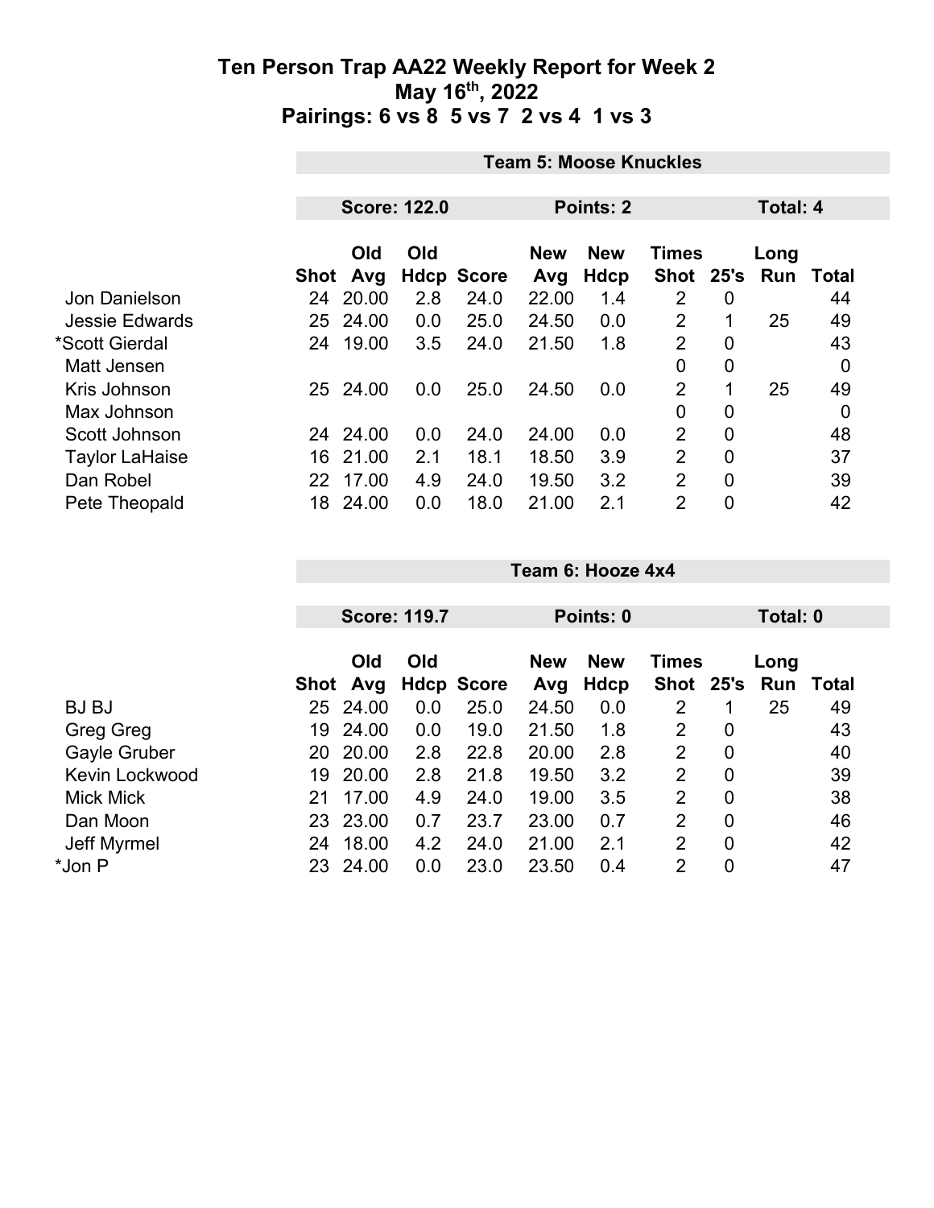# Ten Person Trap AA22 Weekly Report for Week 2
## May 16th, 2022
## Pairings: 6 vs 8 5 vs 7 2 vs 4 1 vs 3

### Team 5: Moose Knuckles

**Score: 122.0** | **Points: 2** | **Total: 4**

| | Shot | Old Avg | Old Hdcp | Score | New Avg | New Hdcp | Times Shot | 25's | Long Run | Total |
|---|---|---|---|---|---|---|---|---|---|---|
| Jon Danielson | 24 | 20.00 | 2.8 | 24.0 | 22.00 | 1.4 | 2 | 0 | | 44 |
| Jessie Edwards | 25 | 24.00 | 0.0 | 25.0 | 24.50 | 0.0 | 2 | 1 | 25 | 49 |
| *Scott Gierdal | 24 | 19.00 | 3.5 | 24.0 | 21.50 | 1.8 | 2 | 0 | | 43 |
| Matt Jensen | | | | | | | 0 | 0 | | 0 |
| Kris Johnson | 25 | 24.00 | 0.0 | 25.0 | 24.50 | 0.0 | 2 | 1 | 25 | 49 |
| Max Johnson | | | | | | | 0 | 0 | | 0 |
| Scott Johnson | 24 | 24.00 | 0.0 | 24.0 | 24.00 | 0.0 | 2 | 0 | | 48 |
| Taylor LaHaise | 16 | 21.00 | 2.1 | 18.1 | 18.50 | 3.9 | 2 | 0 | | 37 |
| Dan Robel | 22 | 17.00 | 4.9 | 24.0 | 19.50 | 3.2 | 2 | 0 | | 39 |
| Pete Theopald | 18 | 24.00 | 0.0 | 18.0 | 21.00 | 2.1 | 2 | 0 | | 42 |

### Team 6: Hooze 4x4

**Score: 119.7** | **Points: 0** | **Total: 0**

| | Shot | Old Avg | Old Hdcp | Score | New Avg | New Hdcp | Times Shot | 25's | Long Run | Total |
|---|---|---|---|---|---|---|---|---|---|---|
| BJ BJ | 25 | 24.00 | 0.0 | 25.0 | 24.50 | 0.0 | 2 | 1 | 25 | 49 |
| Greg Greg | 19 | 24.00 | 0.0 | 19.0 | 21.50 | 1.8 | 2 | 0 | | 43 |
| Gayle Gruber | 20 | 20.00 | 2.8 | 22.8 | 20.00 | 2.8 | 2 | 0 | | 40 |
| Kevin Lockwood | 19 | 20.00 | 2.8 | 21.8 | 19.50 | 3.2 | 2 | 0 | | 39 |
| Mick Mick | 21 | 17.00 | 4.9 | 24.0 | 19.00 | 3.5 | 2 | 0 | | 38 |
| Dan Moon | 23 | 23.00 | 0.7 | 23.7 | 23.00 | 0.7 | 2 | 0 | | 46 |
| Jeff Myrmel | 24 | 18.00 | 4.2 | 24.0 | 21.00 | 2.1 | 2 | 0 | | 42 |
| *Jon P | 23 | 24.00 | 0.0 | 23.0 | 23.50 | 0.4 | 2 | 0 | | 47 |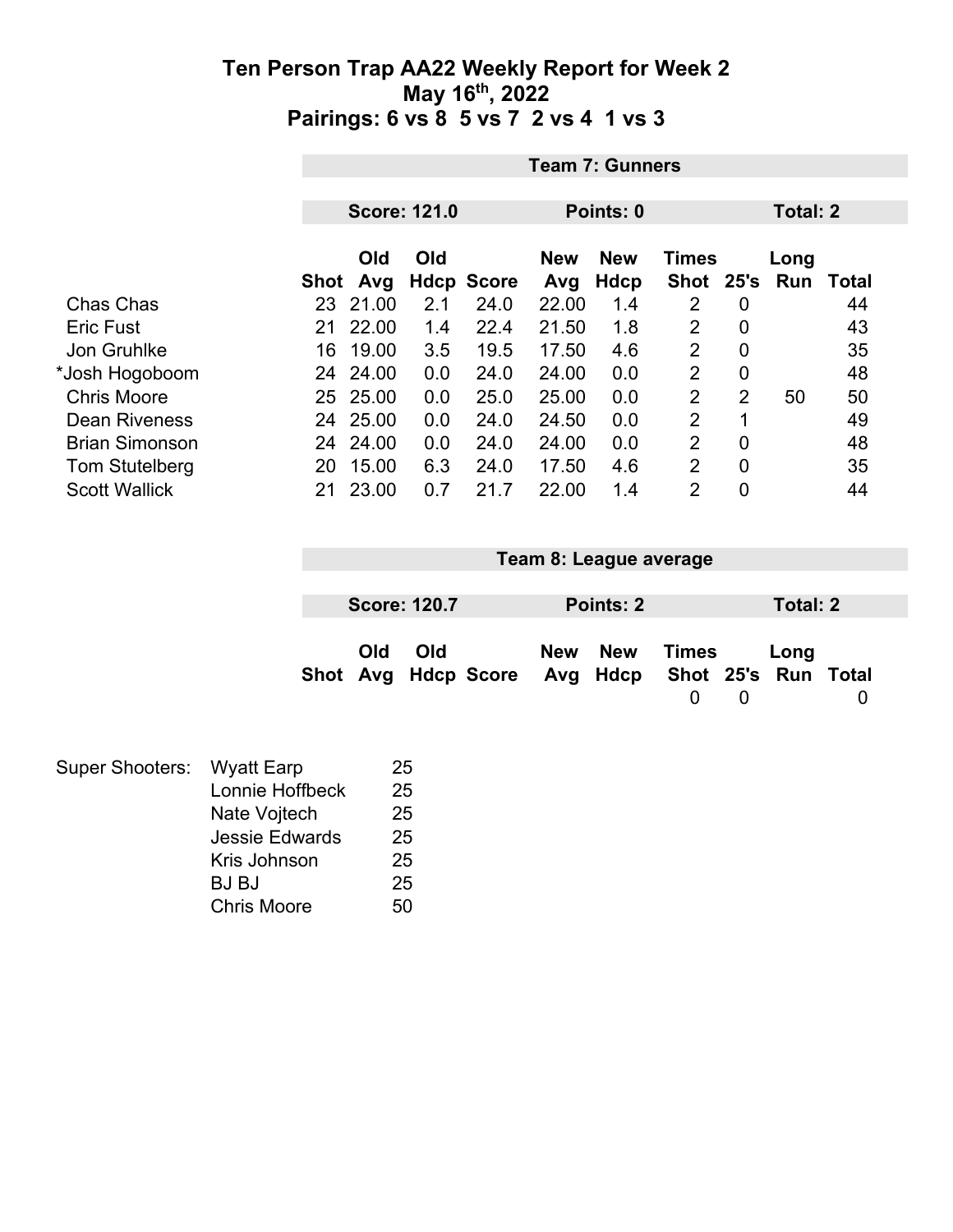# Ten Person Trap AA22 Weekly Report for Week 2
## May 16th, 2022
## Pairings: 6 vs 8  5 vs 7  2 vs 4  1 vs 3

**Team 7: Gunners**

**Score: 121.0** | **Points: 0** | **Total: 2**

| | Shot | Old Avg | Old Hdcp | Score | New Avg | New Hdcp | Times Shot | 25's | Long Run | Total |
|---|---|---|---|---|---|---|---|---|---|---|
| Chas Chas | 23 | 21.00 | 2.1 | 24.0 | 22.00 | 1.4 | 2 | 0 | | 44 |
| Eric Fust | 21 | 22.00 | 1.4 | 22.4 | 21.50 | 1.8 | 2 | 0 | | 43 |
| Jon Gruhlke | 16 | 19.00 | 3.5 | 19.5 | 17.50 | 4.6 | 2 | 0 | | 35 |
| *Josh Hogoboom | 24 | 24.00 | 0.0 | 24.0 | 24.00 | 0.0 | 2 | 0 | | 48 |
| Chris Moore | 25 | 25.00 | 0.0 | 25.0 | 25.00 | 0.0 | 2 | 2 | 50 | 50 |
| Dean Riveness | 24 | 25.00 | 0.0 | 24.0 | 24.50 | 0.0 | 2 | 1 | | 49 |
| Brian Simonson | 24 | 24.00 | 0.0 | 24.0 | 24.00 | 0.0 | 2 | 0 | | 48 |
| Tom Stutelberg | 20 | 15.00 | 6.3 | 24.0 | 17.50 | 4.6 | 2 | 0 | | 35 |
| Scott Wallick | 21 | 23.00 | 0.7 | 21.7 | 22.00 | 1.4 | 2 | 0 | | 44 |

**Team 8: League average**

**Score: 120.7** | **Points: 2** | **Total: 2**

| | Shot | Old Avg | Old Hdcp | Score | New Avg | New Hdcp | Times Shot | 25's | Long Run | Total |
|---|---|---|---|---|---|---|---|---|---|---|
| | | | | | | | 0 | 0 | | 0 |

| Super Shooters: | | |
|---|---|---|
| | Wyatt Earp | 25 |
| | Lonnie Hoffbeck | 25 |
| | Nate Vojtech | 25 |
| | Jessie Edwards | 25 |
| | Kris Johnson | 25 |
| | BJ BJ | 25 |
| | Chris Moore | 50 |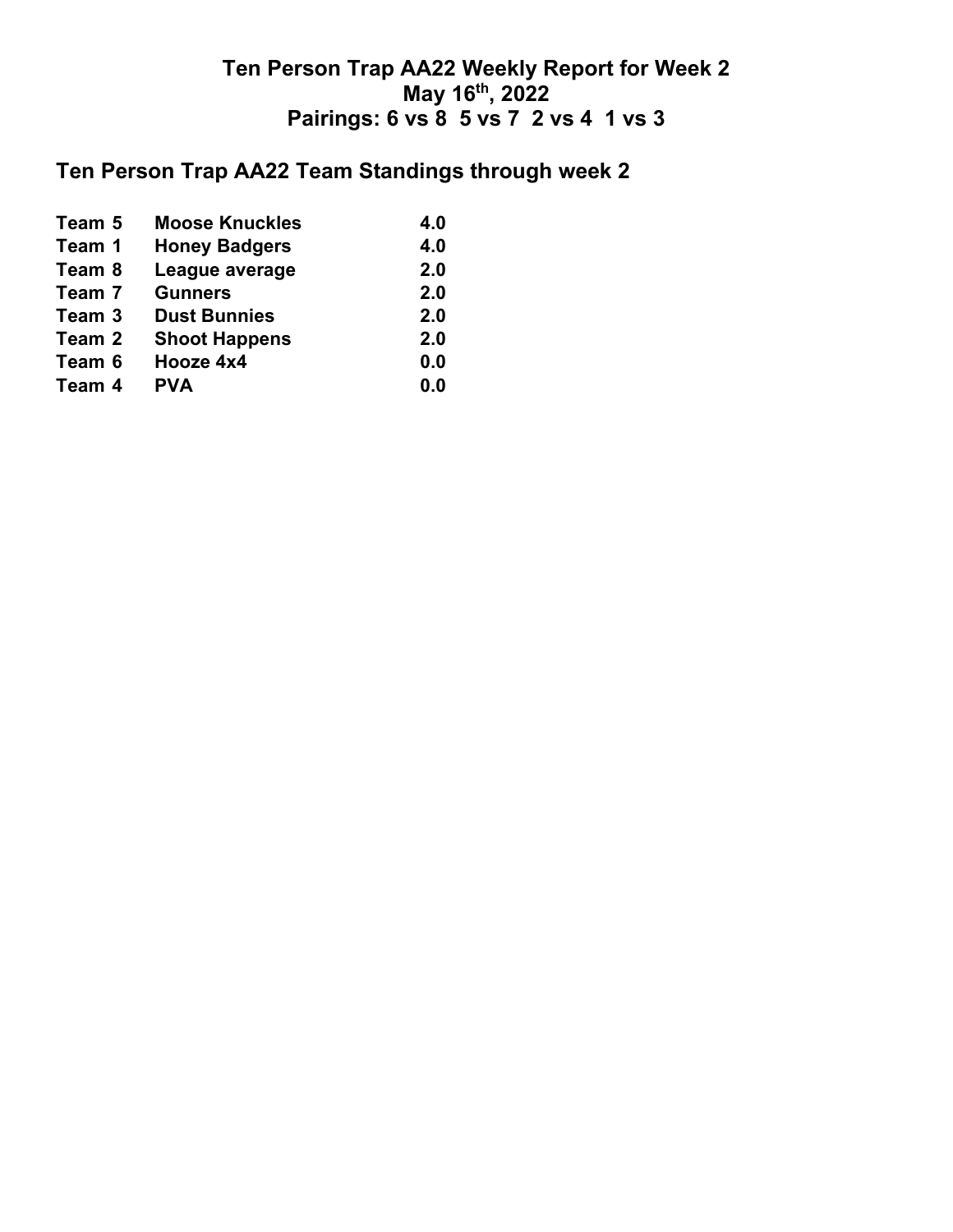**Ten Person Trap AA22 Weekly Report for Week 2**
**May 16th, 2022**
**Pairings: 6 vs 8 5 vs 7 2 vs 4 1 vs 3**

## Ten Person Trap AA22 Team Standings through week 2

| | | |
|---|---|---|
| Team 5 | Moose Knuckles | 4.0 |
| Team 1 | Honey Badgers | 4.0 |
| Team 8 | League average | 2.0 |
| Team 7 | Gunners | 2.0 |
| Team 3 | Dust Bunnies | 2.0 |
| Team 2 | Shoot Happens | 2.0 |
| Team 6 | Hooze 4x4 | 0.0 |
| Team 4 | PVA | 0.0 |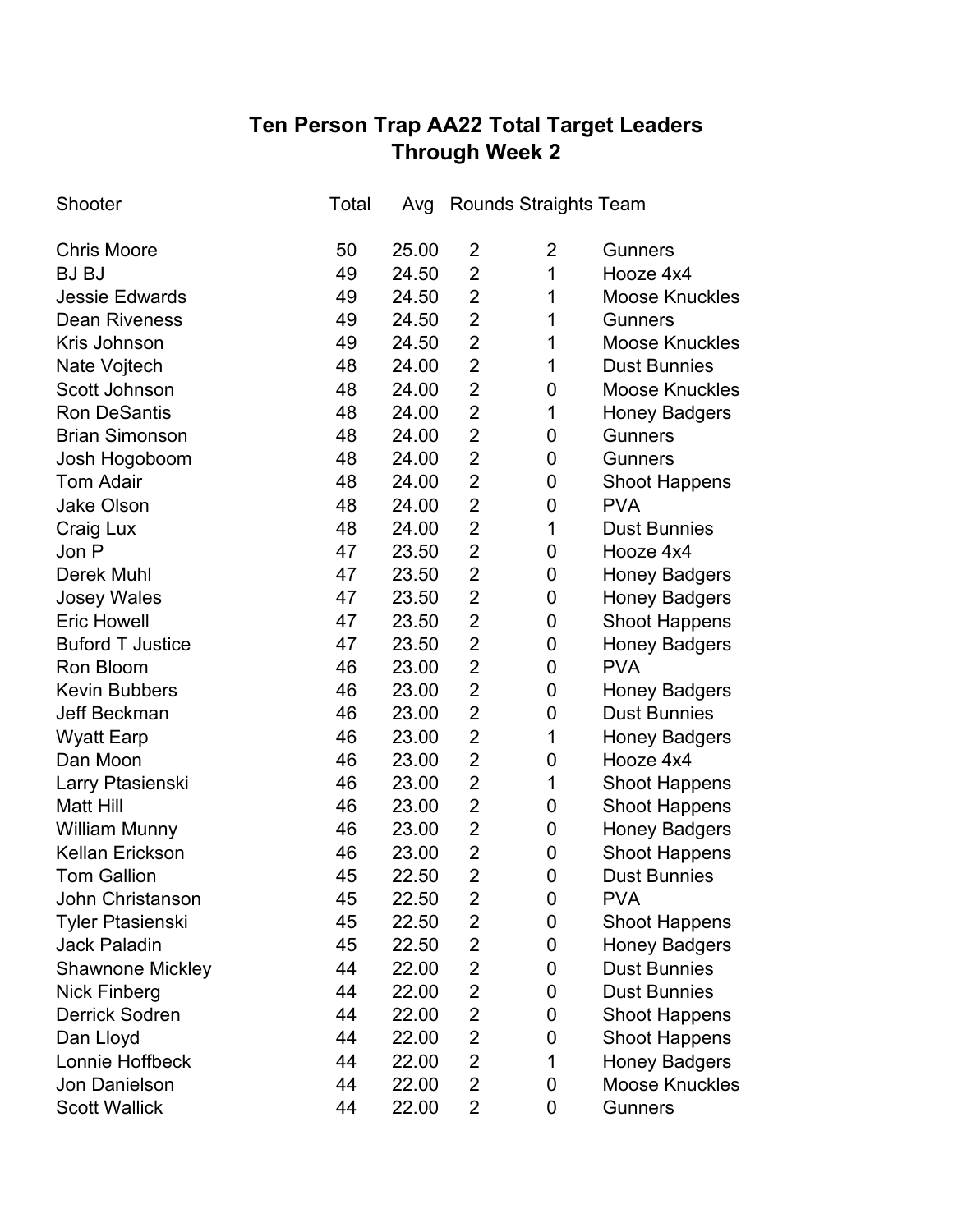# Ten Person Trap AA22 Total Target Leaders
## Through Week 2

| Shooter | Total | Avg | Rounds | Straights | Team |
|---|---|---|---|---|---|
| Chris Moore | 50 | 25.00 | 2 | 2 | Gunners |
| BJ BJ | 49 | 24.50 | 2 | 1 | Hooze 4x4 |
| Jessie Edwards | 49 | 24.50 | 2 | 1 | Moose Knuckles |
| Dean Riveness | 49 | 24.50 | 2 | 1 | Gunners |
| Kris Johnson | 49 | 24.50 | 2 | 1 | Moose Knuckles |
| Nate Vojtech | 48 | 24.00 | 2 | 1 | Dust Bunnies |
| Scott Johnson | 48 | 24.00 | 2 | 0 | Moose Knuckles |
| Ron DeSantis | 48 | 24.00 | 2 | 1 | Honey Badgers |
| Brian Simonson | 48 | 24.00 | 2 | 0 | Gunners |
| Josh Hogoboom | 48 | 24.00 | 2 | 0 | Gunners |
| Tom Adair | 48 | 24.00 | 2 | 0 | Shoot Happens |
| Jake Olson | 48 | 24.00 | 2 | 0 | PVA |
| Craig Lux | 48 | 24.00 | 2 | 1 | Dust Bunnies |
| Jon P | 47 | 23.50 | 2 | 0 | Hooze 4x4 |
| Derek Muhl | 47 | 23.50 | 2 | 0 | Honey Badgers |
| Josey Wales | 47 | 23.50 | 2 | 0 | Honey Badgers |
| Eric Howell | 47 | 23.50 | 2 | 0 | Shoot Happens |
| Buford T Justice | 47 | 23.50 | 2 | 0 | Honey Badgers |
| Ron Bloom | 46 | 23.00 | 2 | 0 | PVA |
| Kevin Bubbers | 46 | 23.00 | 2 | 0 | Honey Badgers |
| Jeff Beckman | 46 | 23.00 | 2 | 0 | Dust Bunnies |
| Wyatt Earp | 46 | 23.00 | 2 | 1 | Honey Badgers |
| Dan Moon | 46 | 23.00 | 2 | 0 | Hooze 4x4 |
| Larry Ptasienski | 46 | 23.00 | 2 | 1 | Shoot Happens |
| Matt Hill | 46 | 23.00 | 2 | 0 | Shoot Happens |
| William Munny | 46 | 23.00 | 2 | 0 | Honey Badgers |
| Kellan Erickson | 46 | 23.00 | 2 | 0 | Shoot Happens |
| Tom Gallion | 45 | 22.50 | 2 | 0 | Dust Bunnies |
| John Christanson | 45 | 22.50 | 2 | 0 | PVA |
| Tyler Ptasienski | 45 | 22.50 | 2 | 0 | Shoot Happens |
| Jack Paladin | 45 | 22.50 | 2 | 0 | Honey Badgers |
| Shawnone Mickley | 44 | 22.00 | 2 | 0 | Dust Bunnies |
| Nick Finberg | 44 | 22.00 | 2 | 0 | Dust Bunnies |
| Derrick Sodren | 44 | 22.00 | 2 | 0 | Shoot Happens |
| Dan Lloyd | 44 | 22.00 | 2 | 0 | Shoot Happens |
| Lonnie Hoffbeck | 44 | 22.00 | 2 | 1 | Honey Badgers |
| Jon Danielson | 44 | 22.00 | 2 | 0 | Moose Knuckles |
| Scott Wallick | 44 | 22.00 | 2 | 0 | Gunners |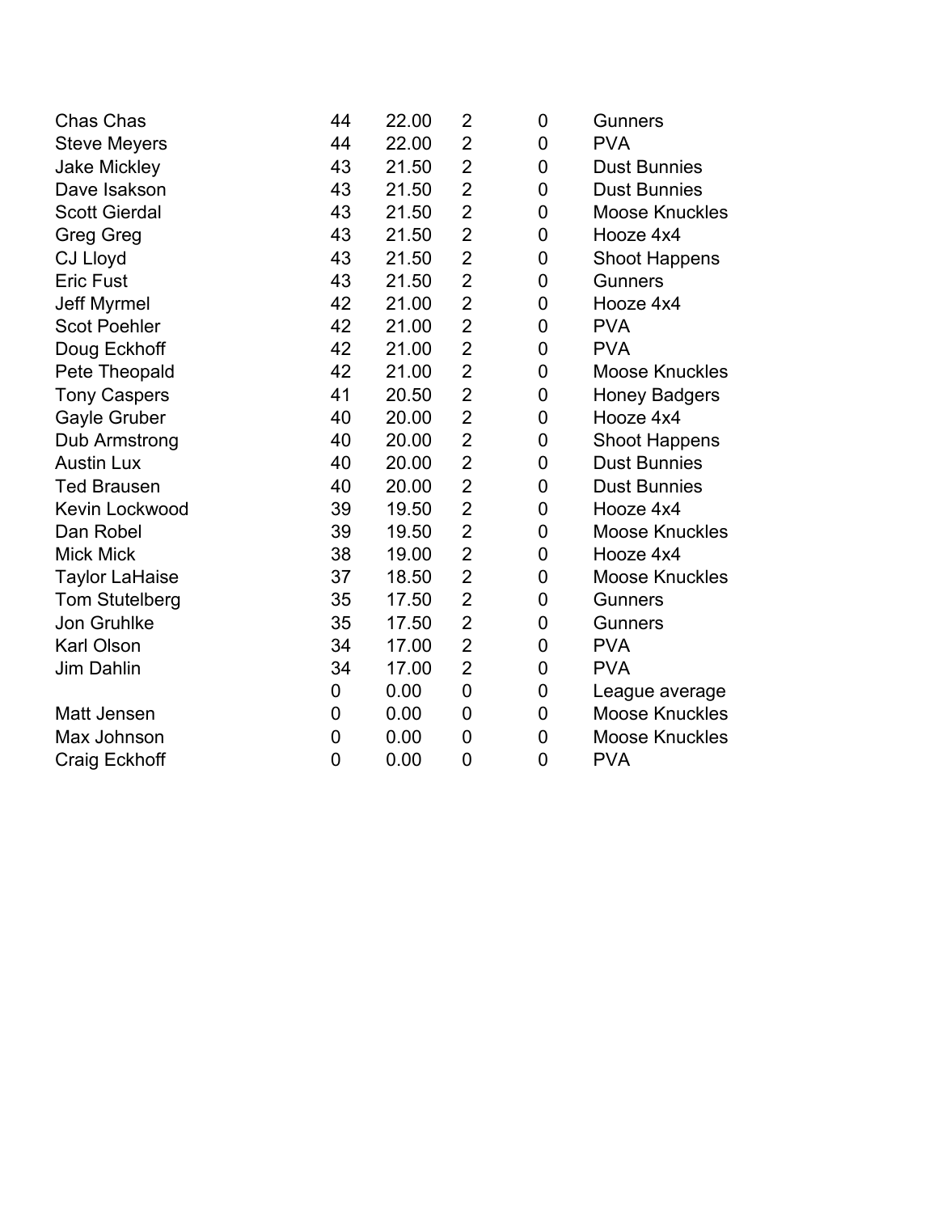| | | | | | |
|---|---|---|---|---|---|
| Chas Chas | 44 | 22.00 | 2 | 0 | Gunners |
| Steve Meyers | 44 | 22.00 | 2 | 0 | PVA |
| Jake Mickley | 43 | 21.50 | 2 | 0 | Dust Bunnies |
| Dave Isakson | 43 | 21.50 | 2 | 0 | Dust Bunnies |
| Scott Gierdal | 43 | 21.50 | 2 | 0 | Moose Knuckles |
| Greg Greg | 43 | 21.50 | 2 | 0 | Hooze 4x4 |
| CJ Lloyd | 43 | 21.50 | 2 | 0 | Shoot Happens |
| Eric Fust | 43 | 21.50 | 2 | 0 | Gunners |
| Jeff Myrmel | 42 | 21.00 | 2 | 0 | Hooze 4x4 |
| Scot Poehler | 42 | 21.00 | 2 | 0 | PVA |
| Doug Eckhoff | 42 | 21.00 | 2 | 0 | PVA |
| Pete Theopald | 42 | 21.00 | 2 | 0 | Moose Knuckles |
| Tony Caspers | 41 | 20.50 | 2 | 0 | Honey Badgers |
| Gayle Gruber | 40 | 20.00 | 2 | 0 | Hooze 4x4 |
| Dub Armstrong | 40 | 20.00 | 2 | 0 | Shoot Happens |
| Austin Lux | 40 | 20.00 | 2 | 0 | Dust Bunnies |
| Ted Brausen | 40 | 20.00 | 2 | 0 | Dust Bunnies |
| Kevin Lockwood | 39 | 19.50 | 2 | 0 | Hooze 4x4 |
| Dan Robel | 39 | 19.50 | 2 | 0 | Moose Knuckles |
| Mick Mick | 38 | 19.00 | 2 | 0 | Hooze 4x4 |
| Taylor LaHaise | 37 | 18.50 | 2 | 0 | Moose Knuckles |
| Tom Stutelberg | 35 | 17.50 | 2 | 0 | Gunners |
| Jon Gruhlke | 35 | 17.50 | 2 | 0 | Gunners |
| Karl Olson | 34 | 17.00 | 2 | 0 | PVA |
| Jim Dahlin | 34 | 17.00 | 2 | 0 | PVA |
| | 0 | 0.00 | 0 | 0 | League average |
| Matt Jensen | 0 | 0.00 | 0 | 0 | Moose Knuckles |
| Max Johnson | 0 | 0.00 | 0 | 0 | Moose Knuckles |
| Craig Eckhoff | 0 | 0.00 | 0 | 0 | PVA |